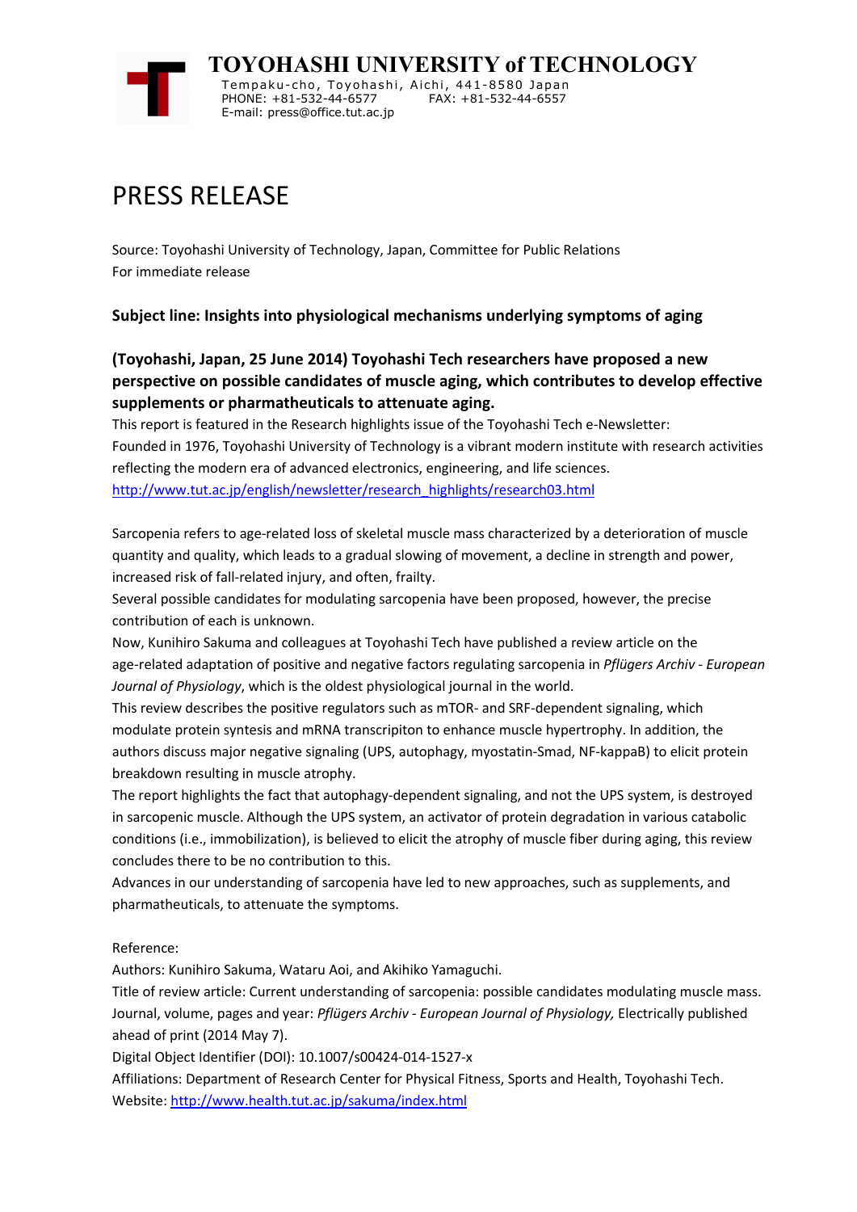**TOYOHASHI UNIVERSITY of TECHNOLOGY**
Tempaku-cho, Toyohashi, Aichi, 441-8580 Japan
PHONE: +81-532-44-6577 FAX: +81-532-44-6557
E-mail: press@office.tut.ac.jp

# PRESS RELEASE

Source: Toyohashi University of Technology, Japan, Committee for Public Relations
For immediate release

**Subject line: Insights into physiological mechanisms underlying symptoms of aging**

**(Toyohashi, Japan, 25 June 2014) Toyohashi Tech researchers have proposed a new perspective on possible candidates of muscle aging, which contributes to develop effective supplements or pharmatheuticals to attenuate aging.**

This report is featured in the Research highlights issue of the Toyohashi Tech e-Newsletter:
Founded in 1976, Toyohashi University of Technology is a vibrant modern institute with research activities reflecting the modern era of advanced electronics, engineering, and life sciences.
http://www.tut.ac.jp/english/newsletter/research_highlights/research03.html

Sarcopenia refers to age-related loss of skeletal muscle mass characterized by a deterioration of muscle quantity and quality, which leads to a gradual slowing of movement, a decline in strength and power, increased risk of fall-related injury, and often, frailty.

Several possible candidates for modulating sarcopenia have been proposed, however, the precise contribution of each is unknown.

Now, Kunihiro Sakuma and colleagues at Toyohashi Tech have published a review article on the age-related adaptation of positive and negative factors regulating sarcopenia in *Pflügers Archiv - European Journal of Physiology*, which is the oldest physiological journal in the world.

This review describes the positive regulators such as mTOR- and SRF-dependent signaling, which modulate protein syntesis and mRNA transcripiton to enhance muscle hypertrophy. In addition, the authors discuss major negative signaling (UPS, autophagy, myostatin-Smad, NF-kappaB) to elicit protein breakdown resulting in muscle atrophy.

The report highlights the fact that autophagy-dependent signaling, and not the UPS system, is destroyed in sarcopenic muscle. Although the UPS system, an activator of protein degradation in various catabolic conditions (i.e., immobilization), is believed to elicit the atrophy of muscle fiber during aging, this review concludes there to be no contribution to this.

Advances in our understanding of sarcopenia have led to new approaches, such as supplements, and pharmatheuticals, to attenuate the symptoms.

Reference:
Authors: Kunihiro Sakuma, Wataru Aoi, and Akihiko Yamaguchi.
Title of review article: Current understanding of sarcopenia: possible candidates modulating muscle mass.
Journal, volume, pages and year: *Pflügers Archiv - European Journal of Physiology,* Electrically published ahead of print (2014 May 7).
Digital Object Identifier (DOI): 10.1007/s00424-014-1527-x
Affiliations: Department of Research Center for Physical Fitness, Sports and Health, Toyohashi Tech.
Website: http://www.health.tut.ac.jp/sakuma/index.html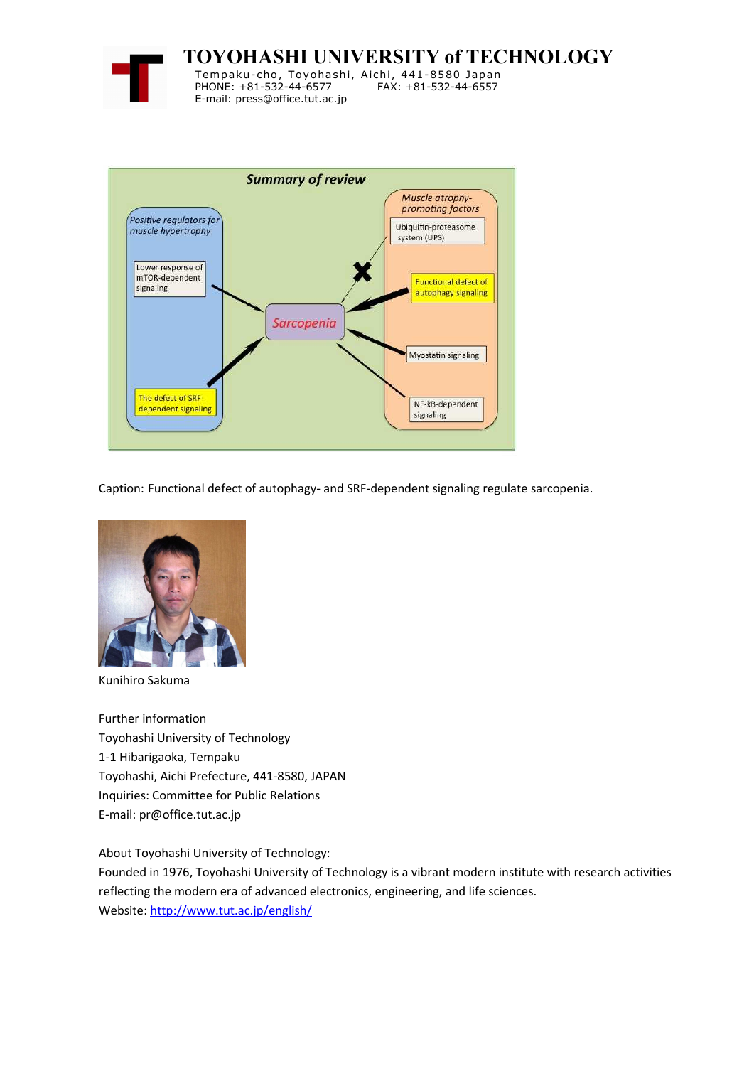TOYOHASHI UNIVERSITY of TECHNOLOGY

Tempaku-cho, Toyohashi, Aichi, 441-8580 Japan
PHONE: +81-532-44-6577 FAX: +81-532-44-6557
E-mail: press@office.tut.ac.jp

Summary of review

Positive regulators for muscle hypertrophy

Lower response of mTOR-dependent signaling

The defect of SRF-dependent signaling

Sarcopenia

Muscle atrophy-promoting factors

Ubiquitin-proteasome system (UPS)

Functional defect of autophagy signaling

Myostatin signaling

NF-kB-dependent signaling

Caption: Functional defect of autophagy- and SRF-dependent signaling regulate sarcopenia.

Kunihiro Sakuma

Further information
Toyohashi University of Technology
1-1 Hibarigaoka, Tempaku
Toyohashi, Aichi Prefecture, 441-8580, JAPAN
Inquiries: Committee for Public Relations
E-mail: pr@office.tut.ac.jp

About Toyohashi University of Technology:
Founded in 1976, Toyohashi University of Technology is a vibrant modern institute with research activities reflecting the modern era of advanced electronics, engineering, and life sciences.
Website: http://www.tut.ac.jp/english/